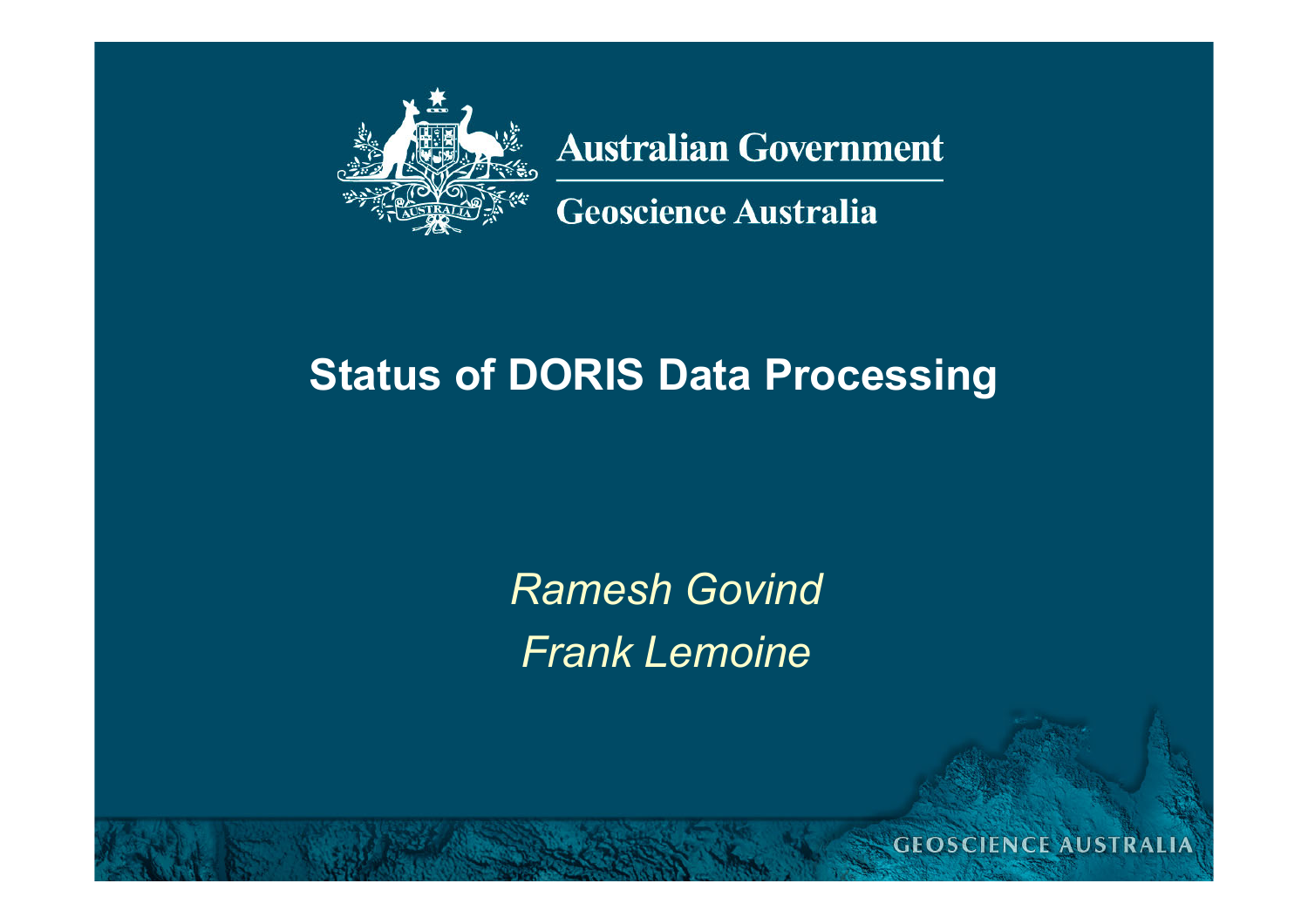Australian Government

Geoscience Australia

# Status of DORIS Data Processing

*Ramesh Govind*

*Frank Lemoine*

GEOSCIENCE AUSTRALIA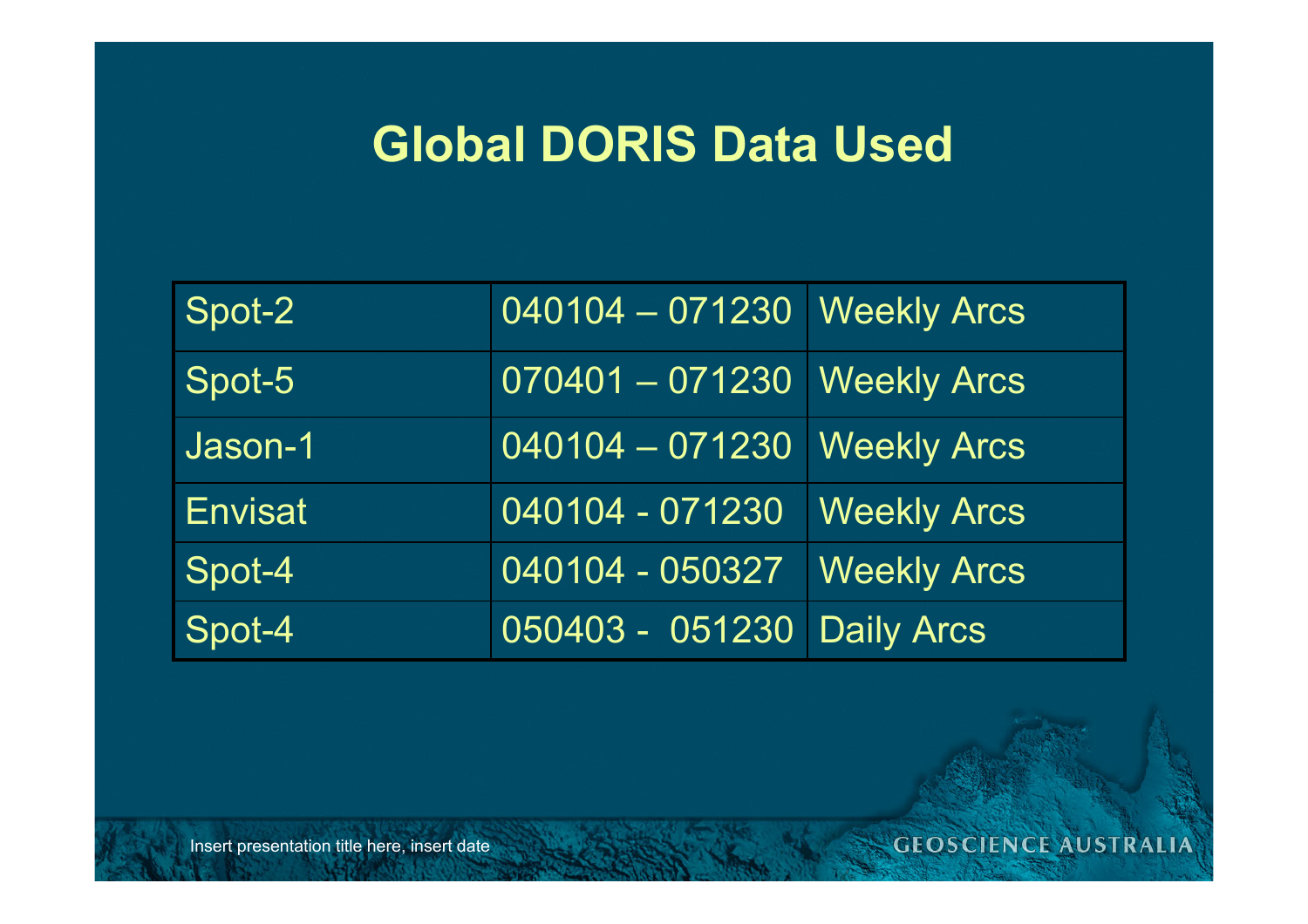# Global DORIS Data Used

| | | |
|---|---|---|
| Spot-2 | 040104 – 071230 | Weekly Arcs |
| Spot-5 | 070401 – 071230 | Weekly Arcs |
| Jason-1 | 040104 – 071230 | Weekly Arcs |
| Envisat | 040104 - 071230 | Weekly Arcs |
| Spot-4 | 040104 - 050327 | Weekly Arcs |
| Spot-4 | 050403 - 051230 | Daily Arcs |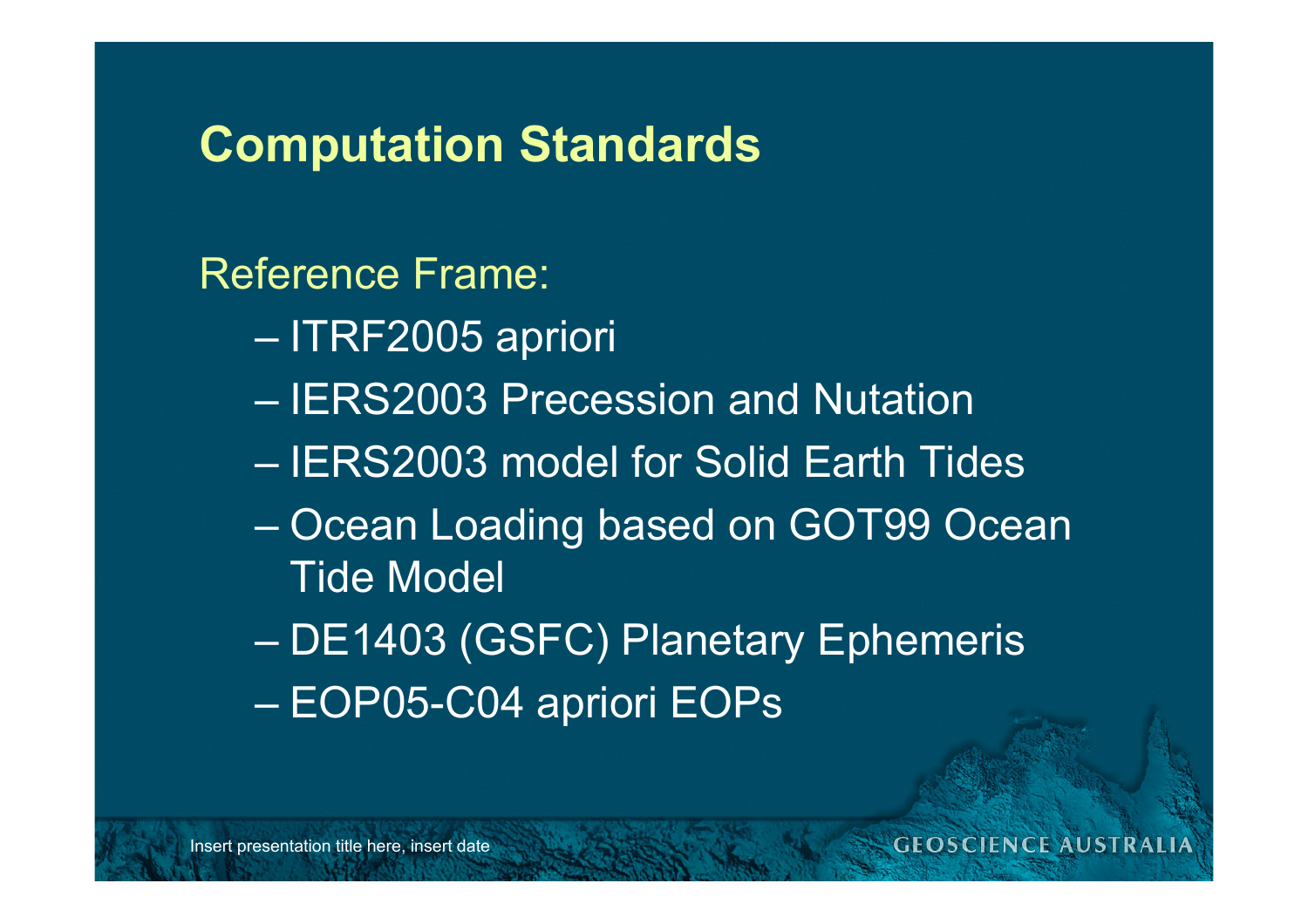# Computation Standards

Reference Frame:

- ITRF2005 apriori
- IERS2003 Precession and Nutation
- IERS2003 model for Solid Earth Tides
- Ocean Loading based on GOT99 Ocean Tide Model
- DE1403 (GSFC) Planetary Ephemeris
- EOP05-C04 apriori EOPs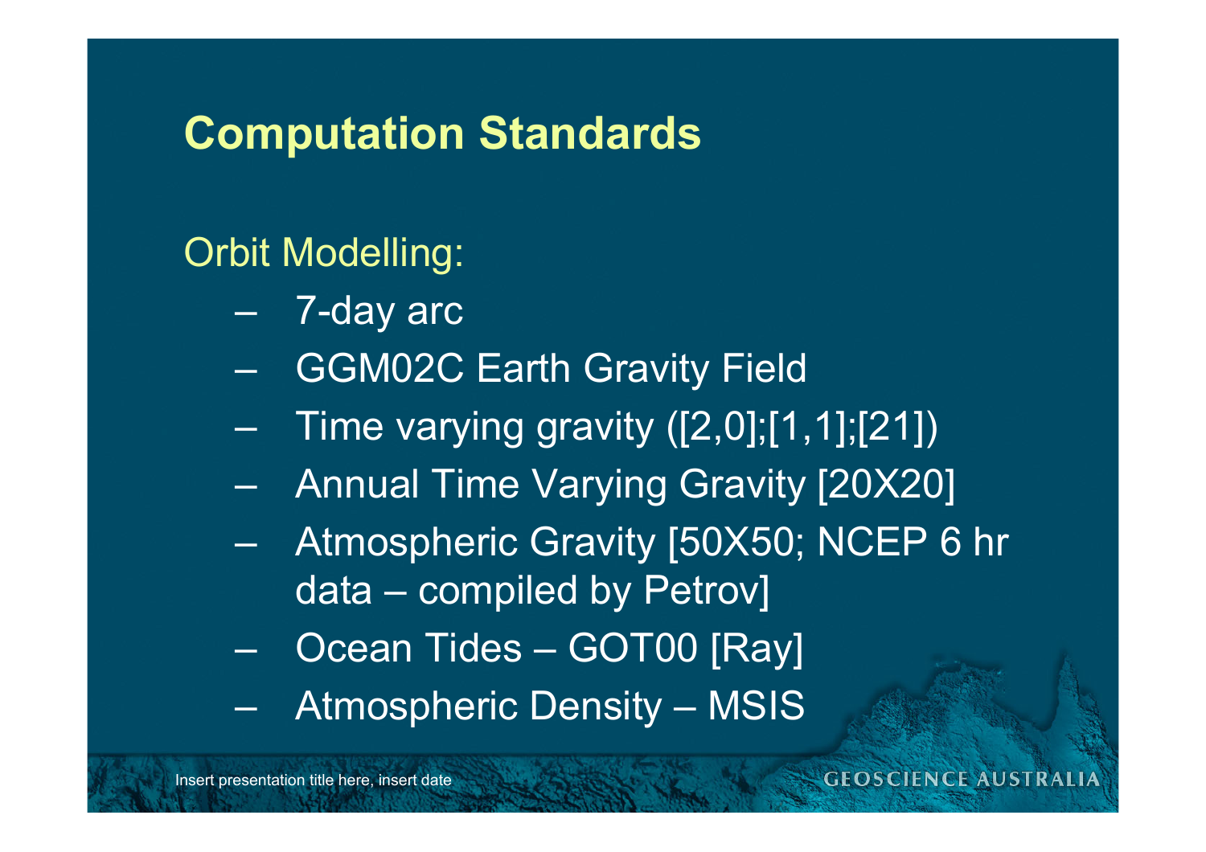# Computation Standards

Orbit Modelling:

- 7-day arc
- GGM02C Earth Gravity Field
- Time varying gravity ([2,0];[1,1];[21])
- Annual Time Varying Gravity [20X20]
- Atmospheric Gravity [50X50; NCEP 6 hr data – compiled by Petrov]
- Ocean Tides – GOT00 [Ray]
- Atmospheric Density – MSIS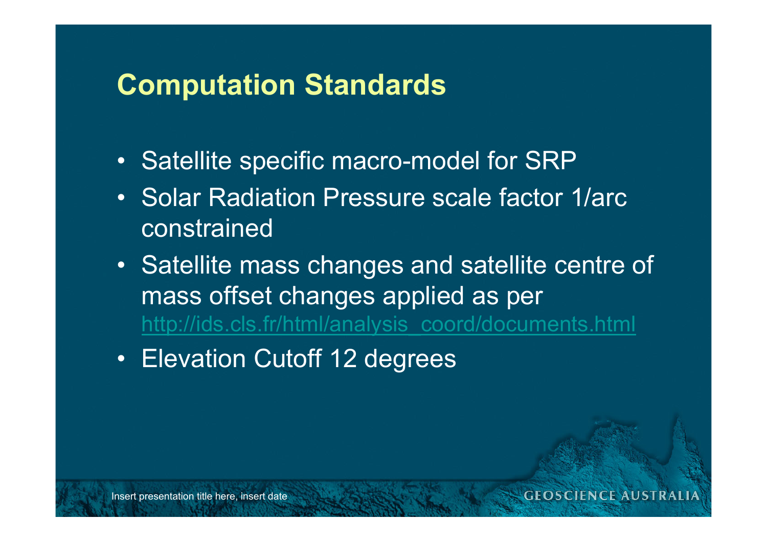## Computation Standards

- Satellite specific macro-model for SRP
- Solar Radiation Pressure scale factor 1/arc constrained
- Satellite mass changes and satellite centre of mass offset changes applied as per http://ids.cls.fr/html/analysis_coord/documents.html
- Elevation Cutoff 12 degrees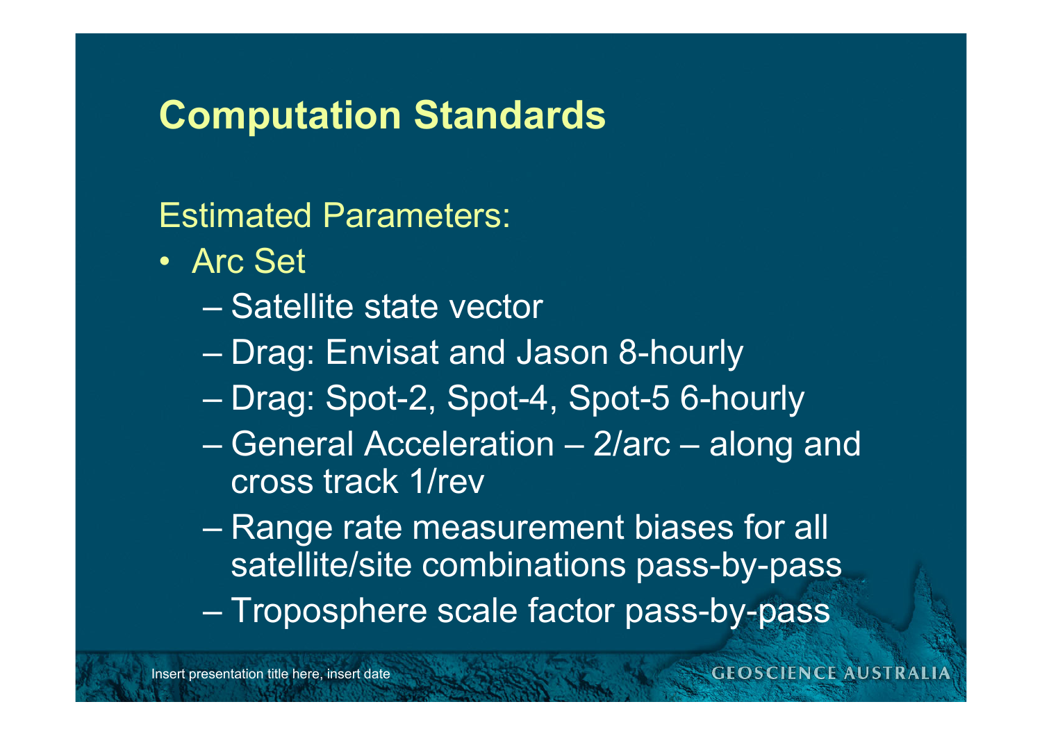# Computation Standards

Estimated Parameters:

- Arc Set
  - Satellite state vector
  - Drag: Envisat and Jason 8-hourly
  - Drag: Spot-2, Spot-4, Spot-5 6-hourly
  - General Acceleration – 2/arc – along and cross track 1/rev
  - Range rate measurement biases for all satellite/site combinations pass-by-pass
  - Troposphere scale factor pass-by-pass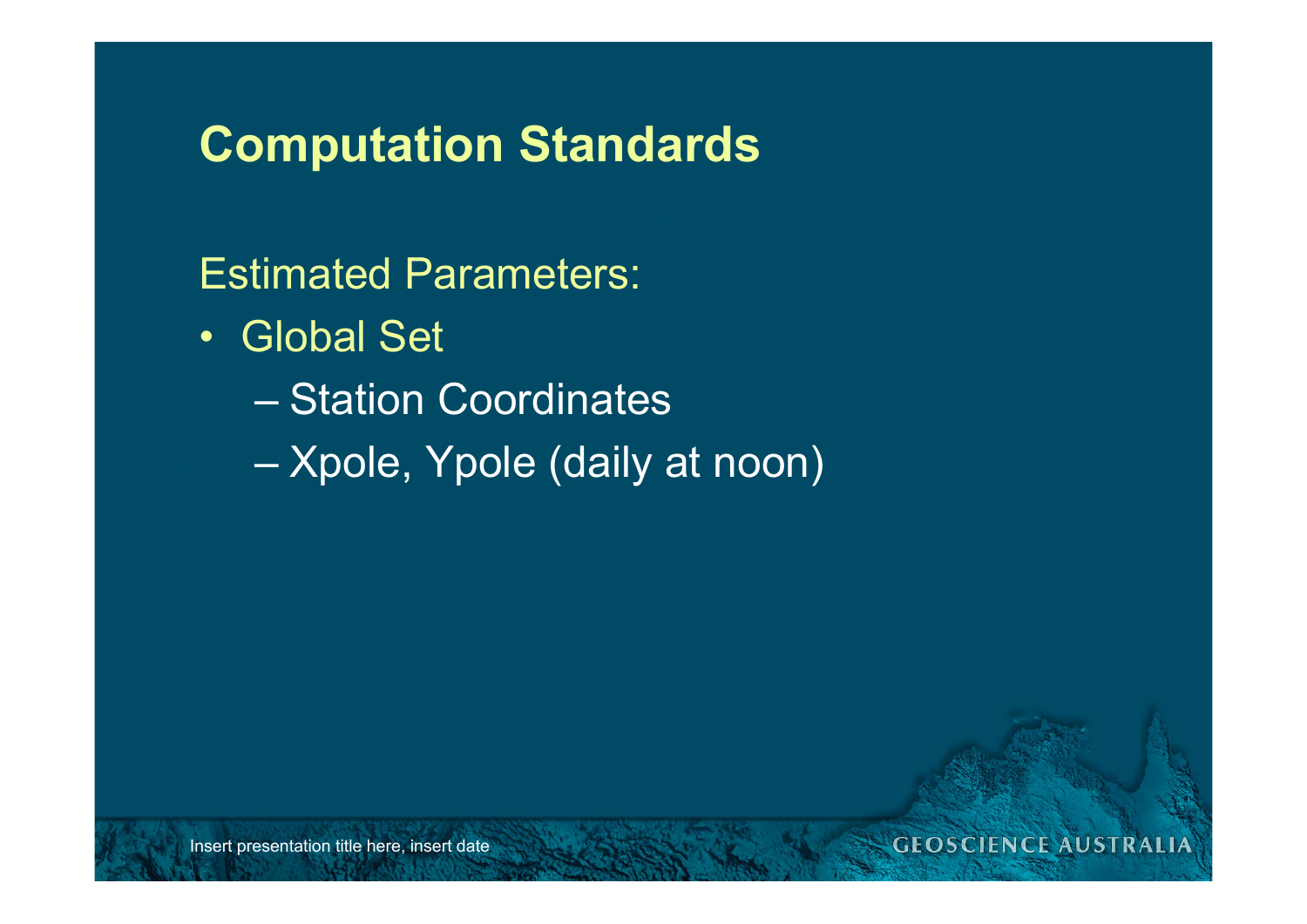# Computation Standards

Estimated Parameters:

- Global Set
  - Station Coordinates
  - Xpole, Ypole (daily at noon)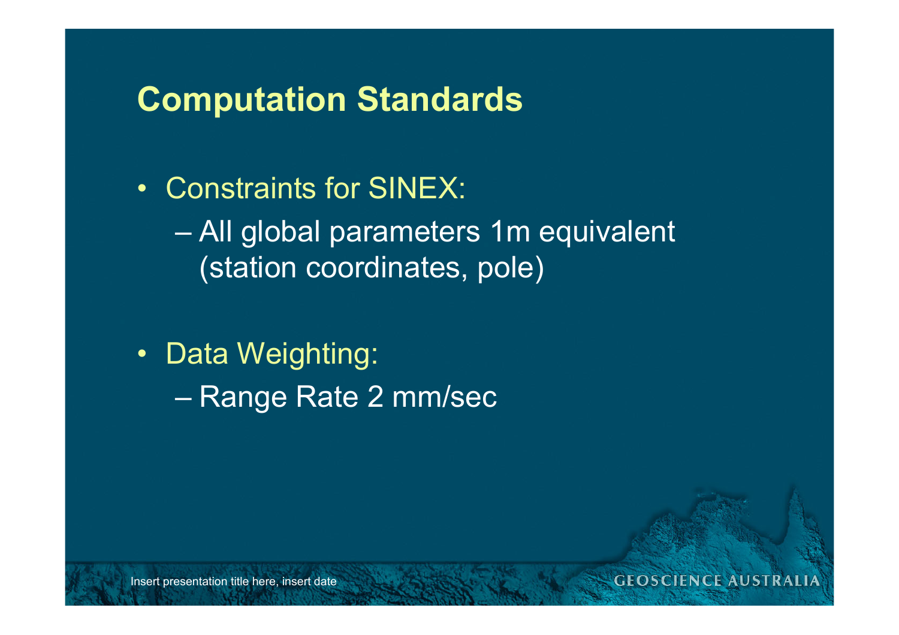## Computation Standards

- Constraints for SINEX:
  - All global parameters 1m equivalent (station coordinates, pole)
- Data Weighting:
  - Range Rate 2 mm/sec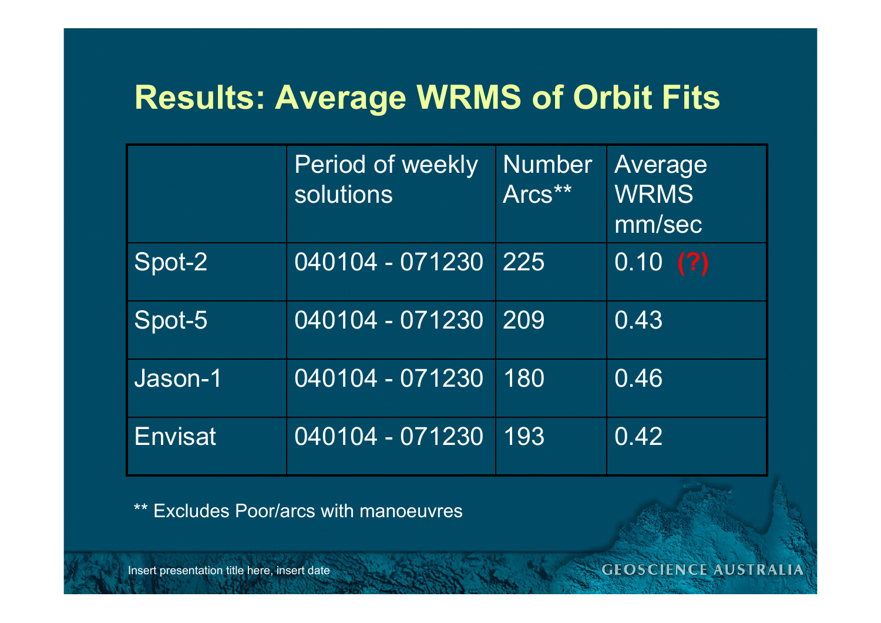## Results: Average WRMS of Orbit Fits

| | Period of weekly solutions | Number Arcs** | Average WRMS mm/sec |
|---|---|---|---|
| Spot-2 | 040104 - 071230 | 225 | 0.10 **(?)** |
| Spot-5 | 040104 - 071230 | 209 | 0.43 |
| Jason-1 | 040104 - 071230 | 180 | 0.46 |
| Envisat | 040104 - 071230 | 193 | 0.42 |

** Excludes Poor/arcs with manoeuvres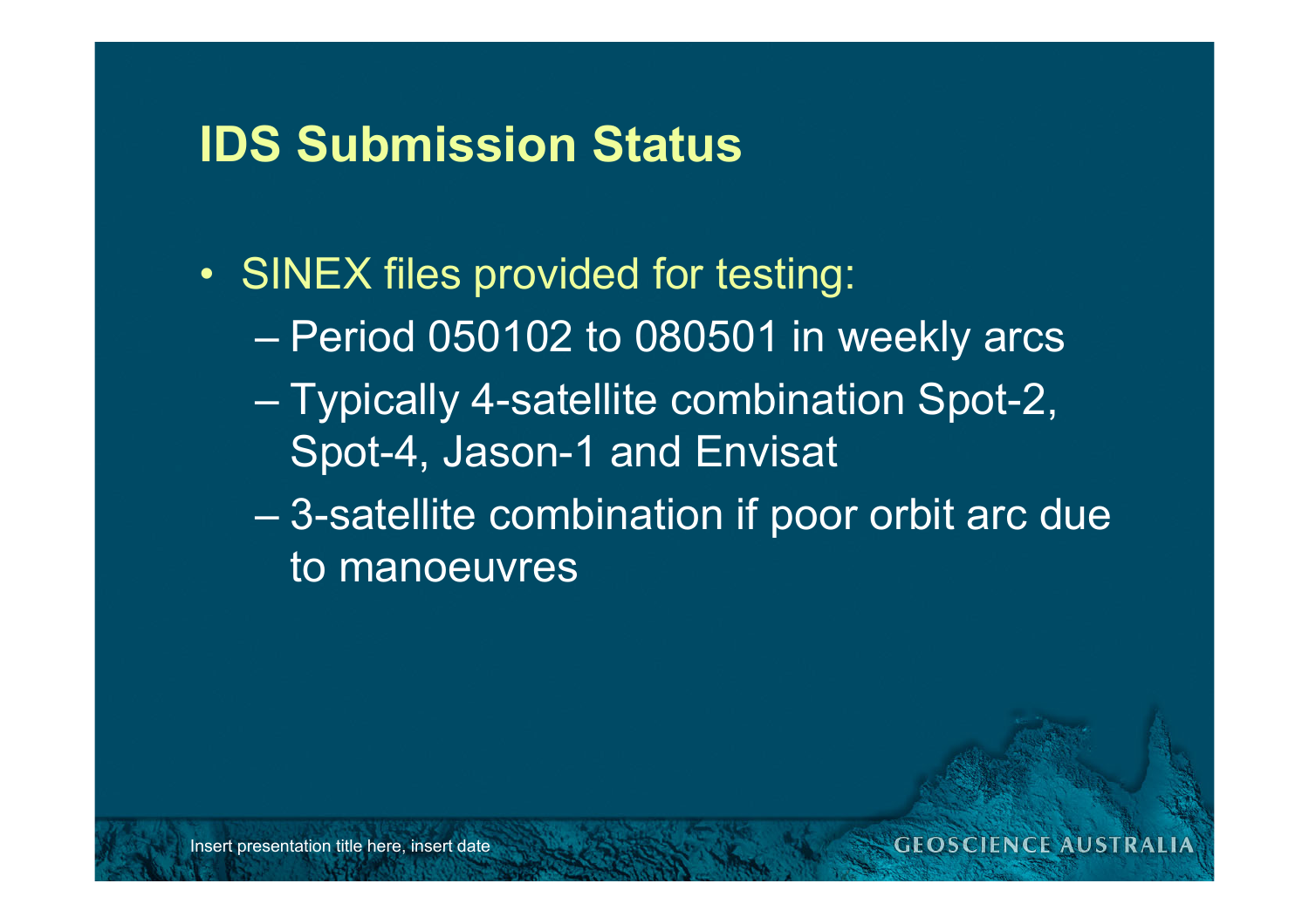# IDS Submission Status

- SINEX files provided for testing:
  - Period 050102 to 080501 in weekly arcs
  - Typically 4-satellite combination Spot-2, Spot-4, Jason-1 and Envisat
  - 3-satellite combination if poor orbit arc due to manoeuvres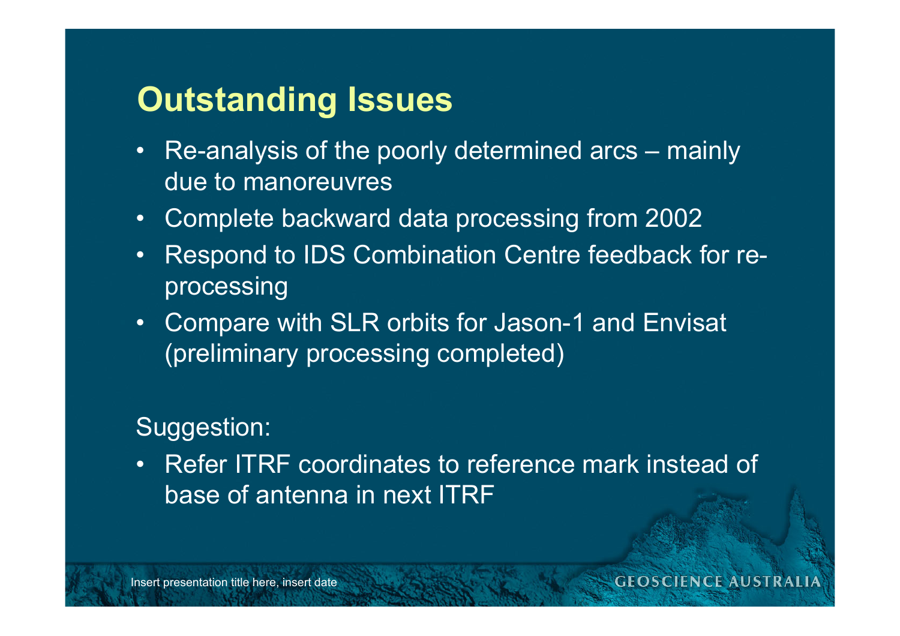# Outstanding Issues

- Re-analysis of the poorly determined arcs – mainly due to manoreuvres
- Complete backward data processing from 2002
- Respond to IDS Combination Centre feedback for re-processing
- Compare with SLR orbits for Jason-1 and Envisat (preliminary processing completed)

Suggestion:

- Refer ITRF coordinates to reference mark instead of base of antenna in next ITRF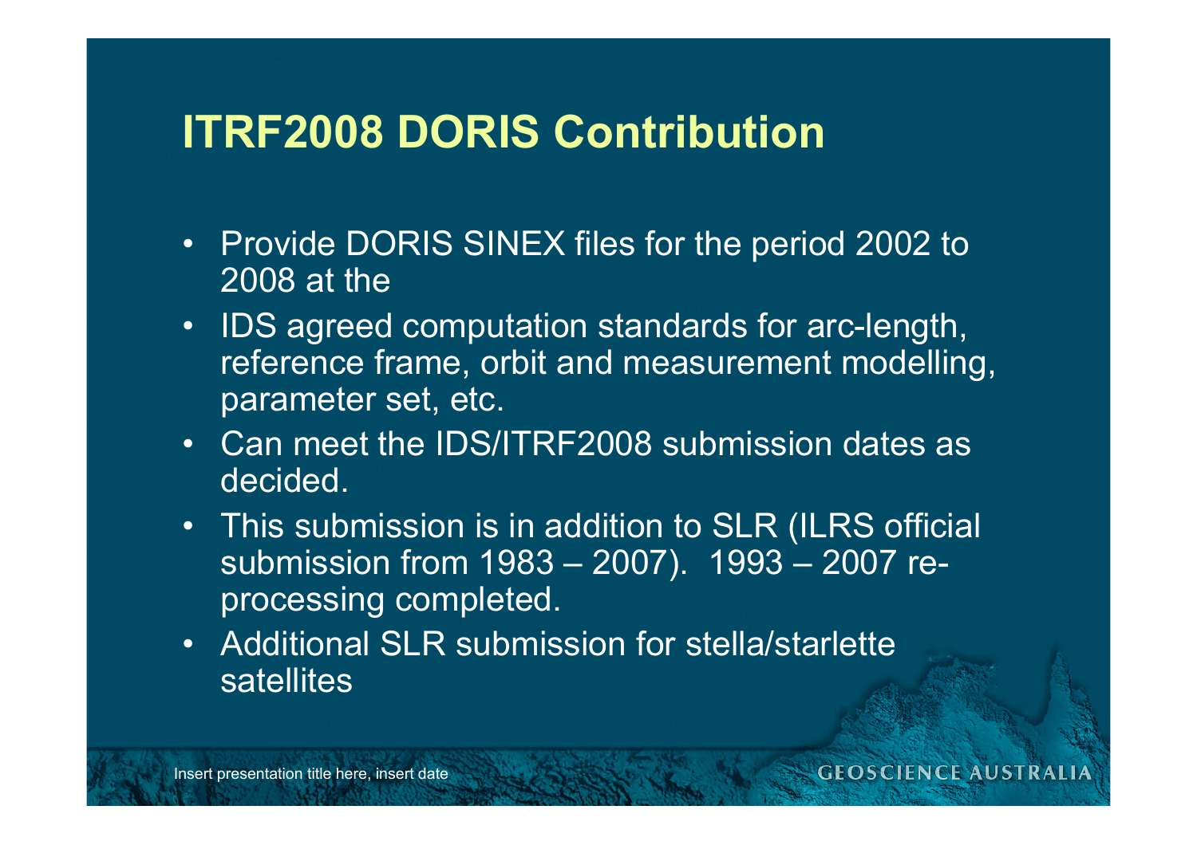# ITRF2008 DORIS Contribution

- Provide DORIS SINEX files for the period 2002 to 2008 at the
- IDS agreed computation standards for arc-length, reference frame, orbit and measurement modelling, parameter set, etc.
- Can meet the IDS/ITRF2008 submission dates as decided.
- This submission is in addition to SLR (ILRS official submission from 1983 – 2007). 1993 – 2007 re-processing completed.
- Additional SLR submission for stella/starlette satellites